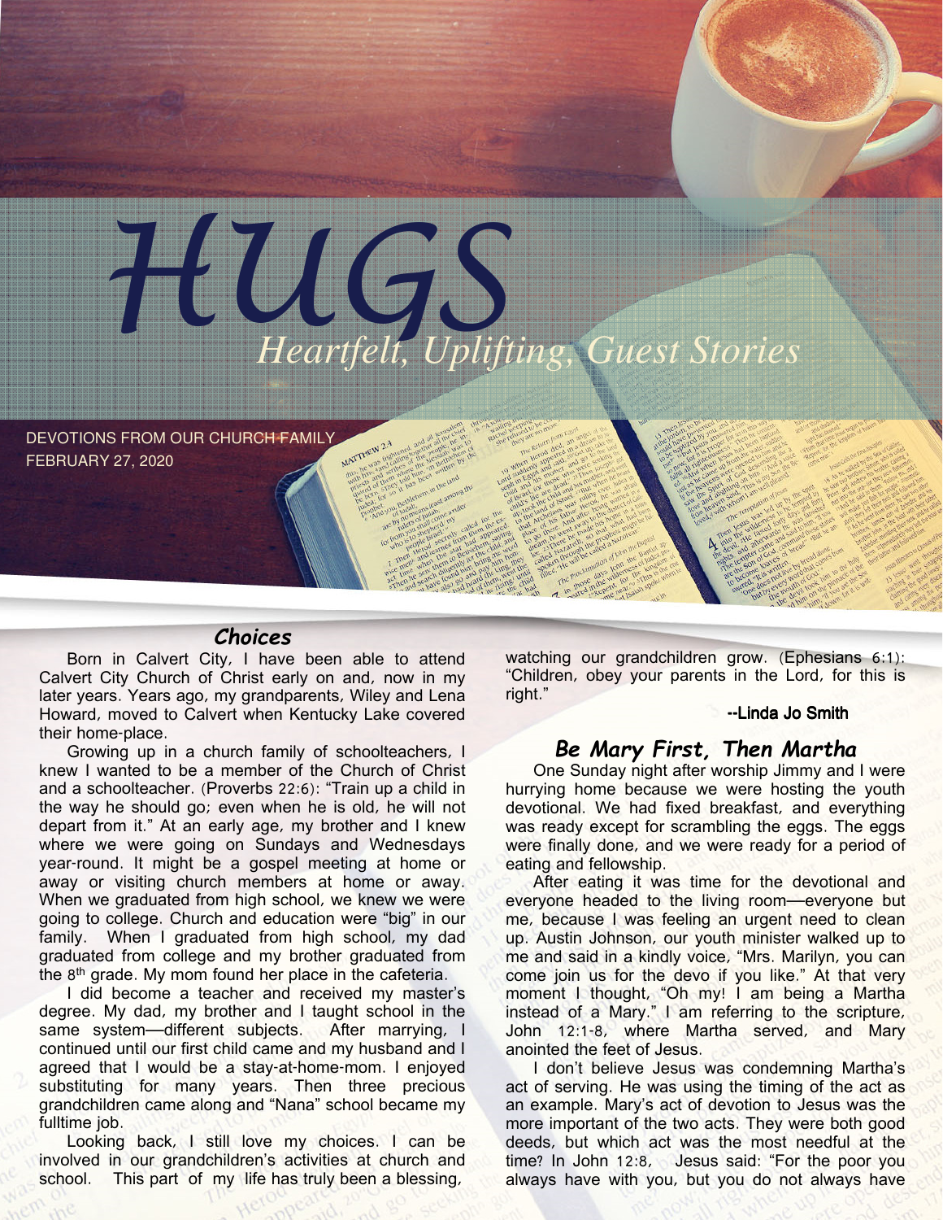# HUGS

## Heartfelt, Uplifting, Guest Stories

DEVOTIONS FROM OUR CHURCH FAMILY
FEBRUARY 27, 2020

### *Choices*

Born in Calvert City, I have been able to attend Calvert City Church of Christ early on and, now in my later years. Years ago, my grandparents, Wiley and Lena Howard, moved to Calvert when Kentucky Lake covered their home-place.

Growing up in a church family of schoolteachers, I knew I wanted to be a member of the Church of Christ and a schoolteacher. (Proverbs 22:6): "Train up a child in the way he should go; even when he is old, he will not depart from it." At an early age, my brother and I knew where we were going on Sundays and Wednesdays year-round. It might be a gospel meeting at home or away or visiting church members at home or away. When we graduated from high school, we knew we were going to college. Church and education were "big" in our family. When I graduated from high school, my dad graduated from college and my brother graduated from the 8th grade. My mom found her place in the cafeteria.

I did become a teacher and received my master's degree. My dad, my brother and I taught school in the same system—different subjects. After marrying, I continued until our first child came and my husband and I agreed that I would be a stay-at-home-mom. I enjoyed substituting for many years. Then three precious grandchildren came along and "Nana" school became my fulltime job.

Looking back, I still love my choices. I can be involved in our grandchildren's activities at church and school. This part of my life has truly been a blessing, watching our grandchildren grow. (Ephesians 6:1): "Children, obey your parents in the Lord, for this is right."

**--Linda Jo Smith**

### *Be Mary First, Then Martha*

One Sunday night after worship Jimmy and I were hurrying home because we were hosting the youth devotional. We had fixed breakfast, and everything was ready except for scrambling the eggs. The eggs were finally done, and we were ready for a period of eating and fellowship.

After eating it was time for the devotional and everyone headed to the living room—everyone but me, because I was feeling an urgent need to clean up. Austin Johnson, our youth minister walked up to me and said in a kindly voice, "Mrs. Marilyn, you can come join us for the devo if you like." At that very moment I thought, "Oh my! I am being a Martha instead of a Mary." I am referring to the scripture, John 12:1-8, where Martha served, and Mary anointed the feet of Jesus.

I don't believe Jesus was condemning Martha's act of serving. He was using the timing of the act as an example. Mary's act of devotion to Jesus was the more important of the two acts. They were both good deeds, but which act was the most needful at the time? In John 12:8, Jesus said: "For the poor you always have with you, but you do not always have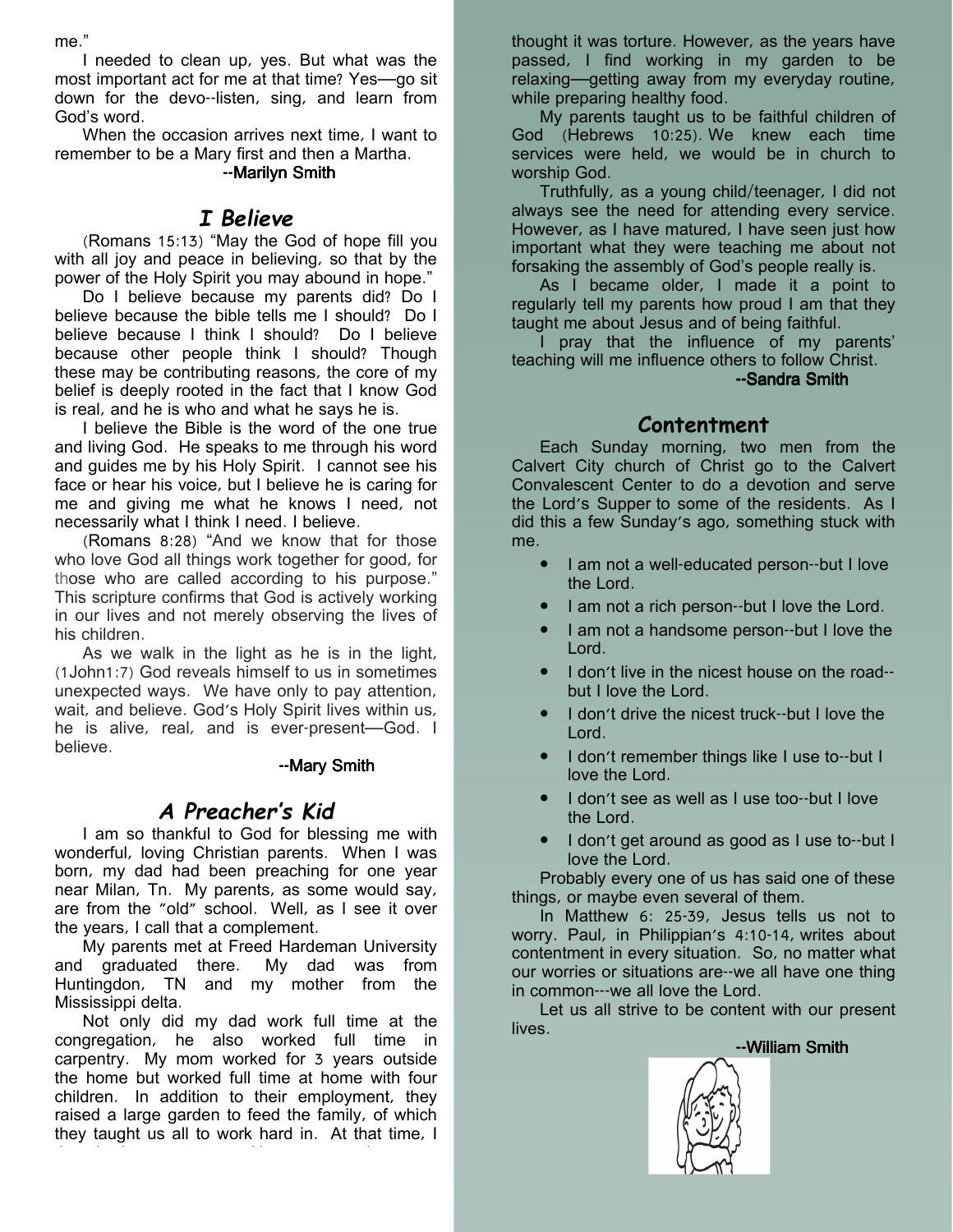me."

I needed to clean up, yes. But what was the most important act for me at that time? Yes—go sit down for the devo--listen, sing, and learn from God's word.

When the occasion arrives next time, I want to remember to be a Mary first and then a Martha.

--Marilyn Smith

## *I Believe*

(Romans 15:13) "May the God of hope fill you with all joy and peace in believing, so that by the power of the Holy Spirit you may abound in hope."

Do I believe because my parents did? Do I believe because the bible tells me I should? Do I believe because I think I should? Do I believe because other people think I should? Though these may be contributing reasons, the core of my belief is deeply rooted in the fact that I know God is real, and he is who and what he says he is.

I believe the Bible is the word of the one true and living God. He speaks to me through his word and guides me by his Holy Spirit. I cannot see his face or hear his voice, but I believe he is caring for me and giving me what he knows I need, not necessarily what I think I need. I believe.

(Romans 8:28) "And we know that for those who love God all things work together for good, for those who are called according to his purpose." This scripture confirms that God is actively working in our lives and not merely observing the lives of his children.

As we walk in the light as he is in the light, (1John1:7) God reveals himself to us in sometimes unexpected ways. We have only to pay attention, wait, and believe. God's Holy Spirit lives within us, he is alive, real, and is ever-present—God. I believe.

--Mary Smith

## *A Preacher's Kid*

I am so thankful to God for blessing me with wonderful, loving Christian parents. When I was born, my dad had been preaching for one year near Milan, Tn. My parents, as some would say, are from the "old" school. Well, as I see it over the years, I call that a complement.

My parents met at Freed Hardeman University and graduated there. My dad was from Huntingdon, TN and my mother from the Mississippi delta.

Not only did my dad work full time at the congregation, he also worked full time in carpentry. My mom worked for 3 years outside the home but worked full time at home with four children. In addition to their employment, they raised a large garden to feed the family, of which they taught us all to work hard in. At that time, I thought it was torture. However, as the years have passed, I find working in my garden to be relaxing—getting away from my everyday routine, while preparing healthy food.

My parents taught us to be faithful children of God (Hebrews 10:25). We knew each time services were held, we would be in church to worship God.

Truthfully, as a young child/teenager, I did not always see the need for attending every service. However, as I have matured, I have seen just how important what they were teaching me about not forsaking the assembly of God's people really is.

As I became older, I made it a point to regularly tell my parents how proud I am that they taught me about Jesus and of being faithful.

I pray that the influence of my parents' teaching will me influence others to follow Christ.

--Sandra Smith

## Contentment

Each Sunday morning, two men from the Calvert City church of Christ go to the Calvert Convalescent Center to do a devotion and serve the Lord's Supper to some of the residents. As I did this a few Sunday's ago, something stuck with me.

- I am not a well-educated person--but I love the Lord.
- I am not a rich person--but I love the Lord.
- I am not a handsome person--but I love the Lord.
- I don't live in the nicest house on the road--but I love the Lord.
- I don't drive the nicest truck--but I love the Lord.
- I don't remember things like I use to--but I love the Lord.
- I don't see as well as I use too--but I love the Lord.
- I don't get around as good as I use to--but I love the Lord.

Probably every one of us has said one of these things, or maybe even several of them.

In Matthew 6: 25-39, Jesus tells us not to worry. Paul, in Philippian's 4:10-14, writes about contentment in every situation. So, no matter what our worries or situations are--we all have one thing in common---we all love the Lord.

Let us all strive to be content with our present lives.

--William Smith